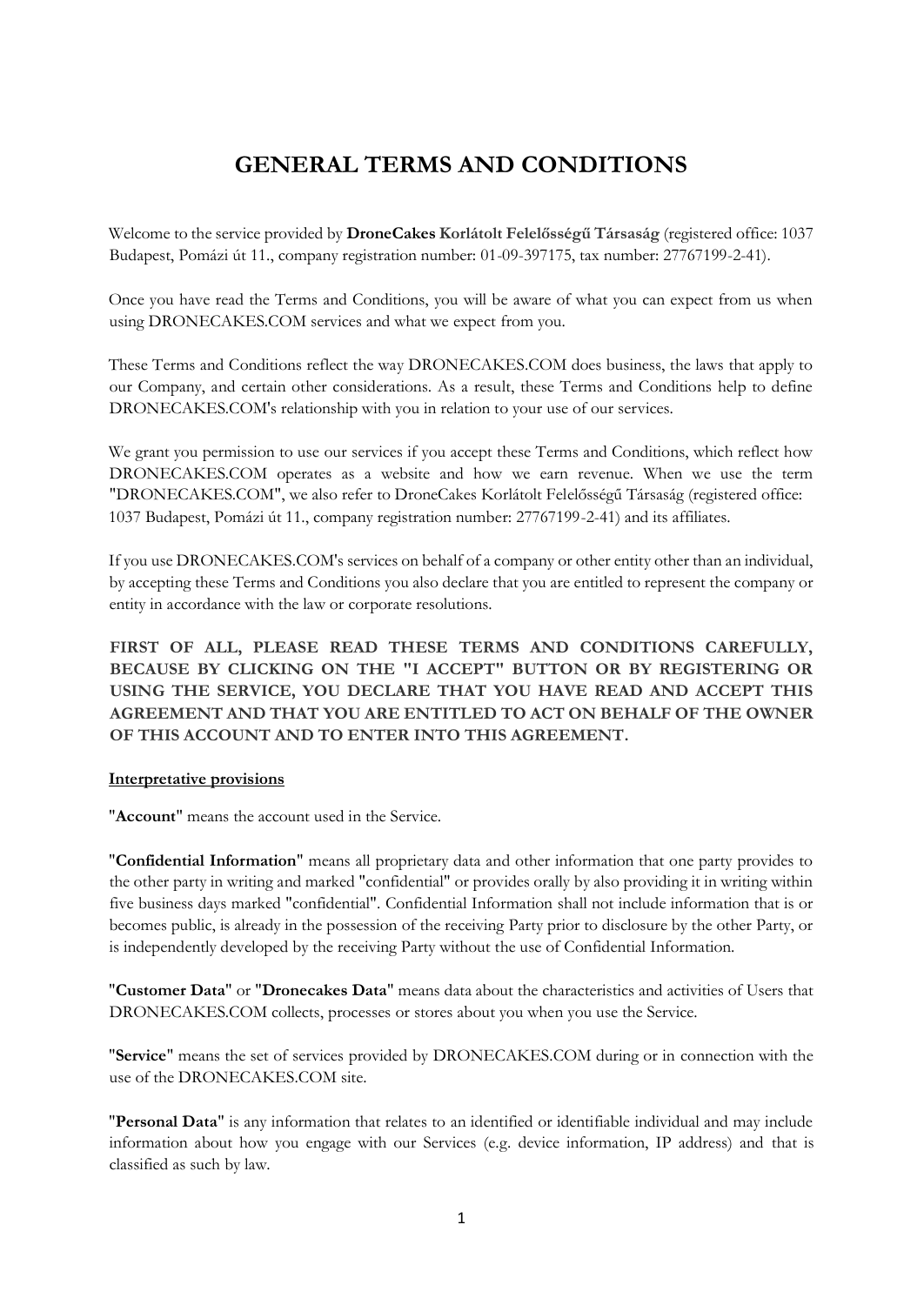# GENERAL TERMS AND CONDITIONS

Welcome to the service provided by **DroneCakes Korlátolt Felelősségű Társaság** (registered office: 1037 Budapest, Pomázi út 11., company registration number: 01-09-397175, tax number: 27767199-2-41).

Once you have read the Terms and Conditions, you will be aware of what you can expect from us when using DRONECAKES.COM services and what we expect from you.

These Terms and Conditions reflect the way DRONECAKES.COM does business, the laws that apply to our Company, and certain other considerations. As a result, these Terms and Conditions help to define DRONECAKES.COM's relationship with you in relation to your use of our services.

We grant you permission to use our services if you accept these Terms and Conditions, which reflect how DRONECAKES.COM operates as a website and how we earn revenue. When we use the term "DRONECAKES.COM", we also refer to DroneCakes Korlátolt Felelősségű Társaság (registered office: 1037 Budapest, Pomázi út 11., company registration number: 27767199-2-41) and its affiliates.

If you use DRONECAKES.COM's services on behalf of a company or other entity other than an individual, by accepting these Terms and Conditions you also declare that you are entitled to represent the company or entity in accordance with the law or corporate resolutions.

**FIRST OF ALL, PLEASE READ THESE TERMS AND CONDITIONS CAREFULLY, BECAUSE BY CLICKING ON THE "I ACCEPT" BUTTON OR BY REGISTERING OR USING THE SERVICE, YOU DECLARE THAT YOU HAVE READ AND ACCEPT THIS AGREEMENT AND THAT YOU ARE ENTITLED TO ACT ON BEHALF OF THE OWNER OF THIS ACCOUNT AND TO ENTER INTO THIS AGREEMENT.**

**Interpretative provisions**

"**Account**" means the account used in the Service.

"**Confidential Information**" means all proprietary data and other information that one party provides to the other party in writing and marked "confidential" or provides orally by also providing it in writing within five business days marked "confidential". Confidential Information shall not include information that is or becomes public, is already in the possession of the receiving Party prior to disclosure by the other Party, or is independently developed by the receiving Party without the use of Confidential Information.

"**Customer Data**" or "**Dronecakes Data**" means data about the characteristics and activities of Users that DRONECAKES.COM collects, processes or stores about you when you use the Service.

"**Service**" means the set of services provided by DRONECAKES.COM during or in connection with the use of the DRONECAKES.COM site.

"**Personal Data**" is any information that relates to an identified or identifiable individual and may include information about how you engage with our Services (e.g. device information, IP address) and that is classified as such by law.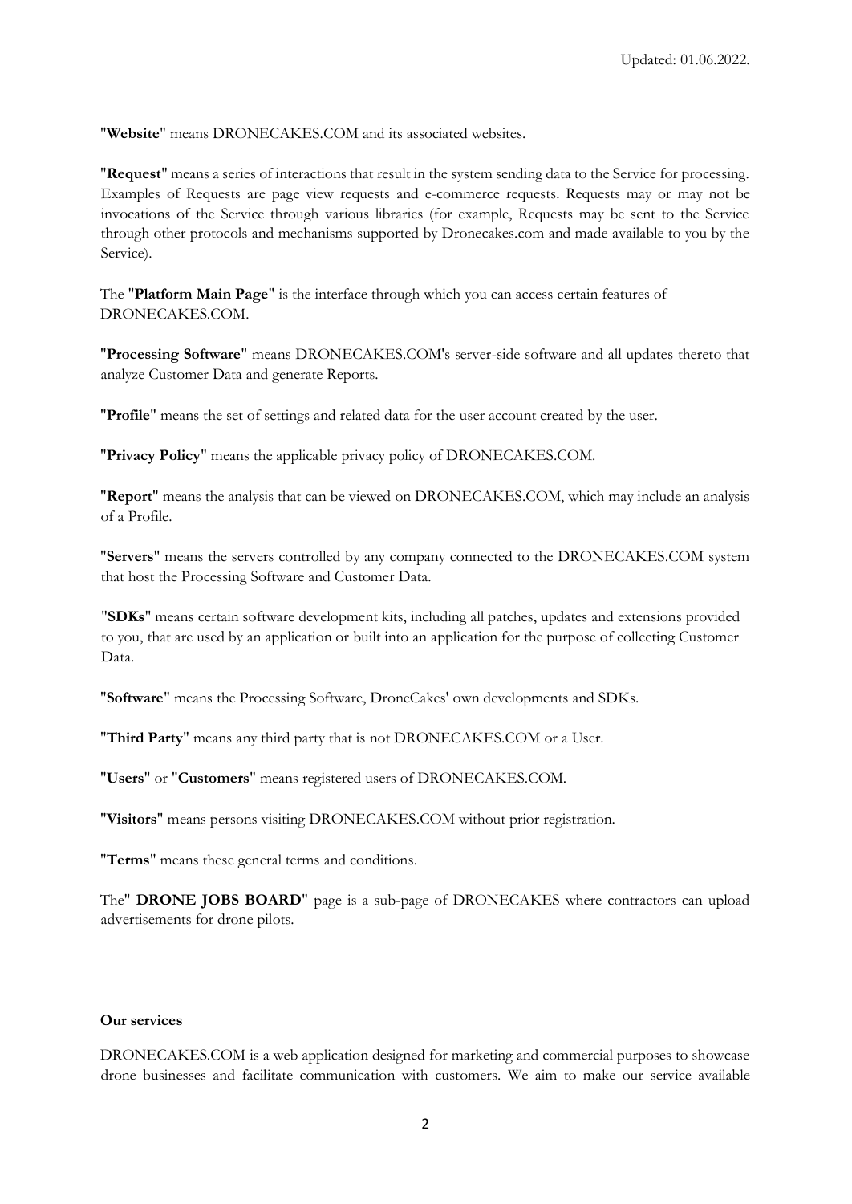"**Website**" means DRONECAKES.COM and its associated websites.

"**Request**" means a series of interactions that result in the system sending data to the Service for processing. Examples of Requests are page view requests and e-commerce requests. Requests may or may not be invocations of the Service through various libraries (for example, Requests may be sent to the Service through other protocols and mechanisms supported by Dronecakes.com and made available to you by the Service).

The "**Platform Main Page**" is the interface through which you can access certain features of DRONECAKES.COM.

"**Processing Software**" means DRONECAKES.COM's server-side software and all updates thereto that analyze Customer Data and generate Reports.

"**Profile**" means the set of settings and related data for the user account created by the user.

"**Privacy Policy**" means the applicable privacy policy of DRONECAKES.COM.

"**Report**" means the analysis that can be viewed on DRONECAKES.COM, which may include an analysis of a Profile.

"**Servers**" means the servers controlled by any company connected to the DRONECAKES.COM system that host the Processing Software and Customer Data.

"**SDKs**" means certain software development kits, including all patches, updates and extensions provided to you, that are used by an application or built into an application for the purpose of collecting Customer Data.

"**Software**" means the Processing Software, DroneCakes' own developments and SDKs.

"**Third Party**" means any third party that is not DRONECAKES.COM or a User.

"**Users**" or "**Customers**" means registered users of DRONECAKES.COM.

"**Visitors**" means persons visiting DRONECAKES.COM without prior registration.

"**Terms**" means these general terms and conditions.

The" **DRONE JOBS BOARD**" page is a sub-page of DRONECAKES where contractors can upload advertisements for drone pilots.

**Our services**

DRONECAKES.COM is a web application designed for marketing and commercial purposes to showcase drone businesses and facilitate communication with customers. We aim to make our service available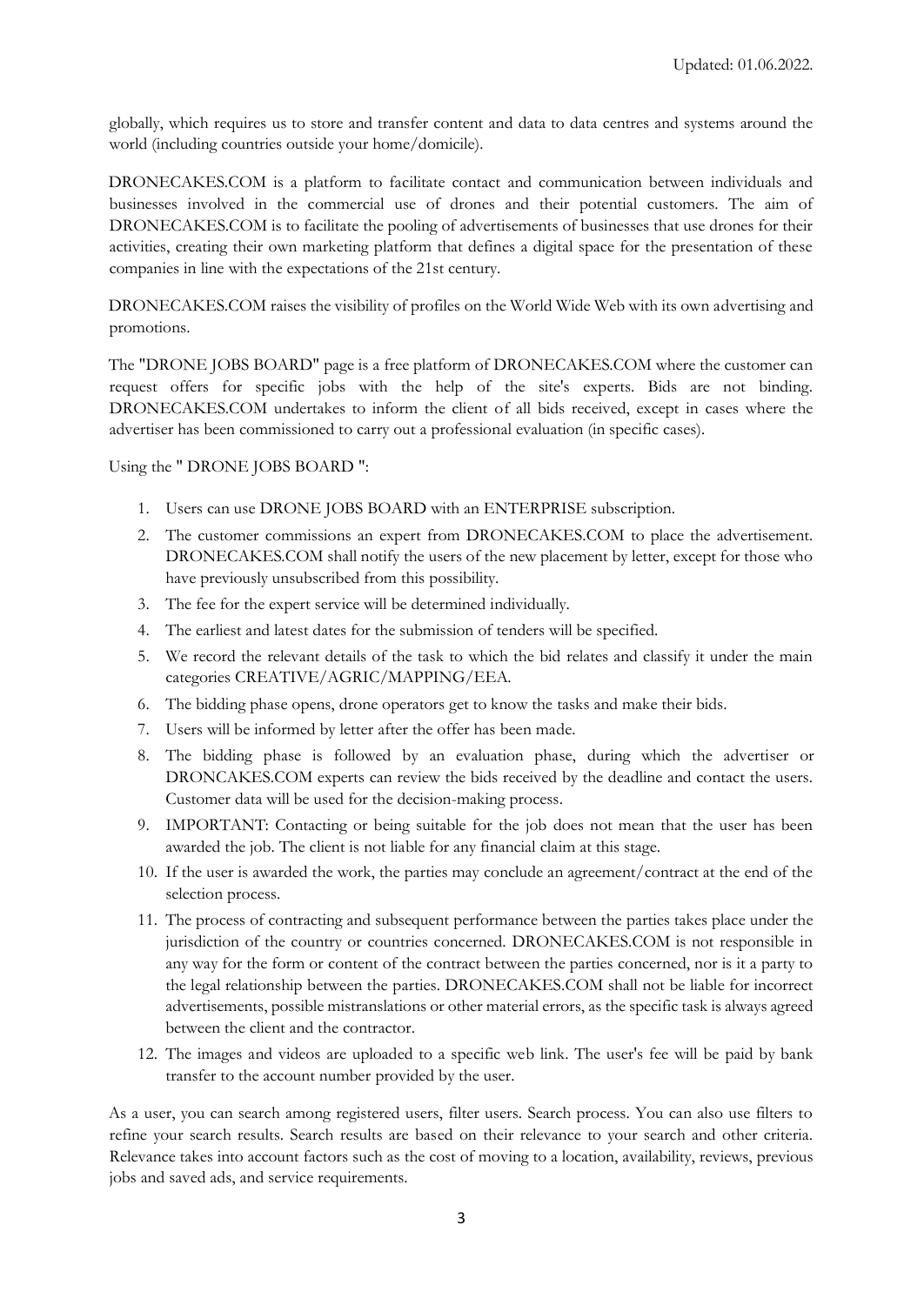globally, which requires us to store and transfer content and data to data centres and systems around the world (including countries outside your home/domicile).

DRONECAKES.COM is a platform to facilitate contact and communication between individuals and businesses involved in the commercial use of drones and their potential customers. The aim of DRONECAKES.COM is to facilitate the pooling of advertisements of businesses that use drones for their activities, creating their own marketing platform that defines a digital space for the presentation of these companies in line with the expectations of the 21st century.

DRONECAKES.COM raises the visibility of profiles on the World Wide Web with its own advertising and promotions.

The "DRONE JOBS BOARD" page is a free platform of DRONECAKES.COM where the customer can request offers for specific jobs with the help of the site's experts. Bids are not binding. DRONECAKES.COM undertakes to inform the client of all bids received, except in cases where the advertiser has been commissioned to carry out a professional evaluation (in specific cases).

Using the " DRONE JOBS BOARD ":

1. Users can use DRONE JOBS BOARD with an ENTERPRISE subscription.
2. The customer commissions an expert from DRONECAKES.COM to place the advertisement. DRONECAKES.COM shall notify the users of the new placement by letter, except for those who have previously unsubscribed from this possibility.
3. The fee for the expert service will be determined individually.
4. The earliest and latest dates for the submission of tenders will be specified.
5. We record the relevant details of the task to which the bid relates and classify it under the main categories CREATIVE/AGRIC/MAPPING/EEA.
6. The bidding phase opens, drone operators get to know the tasks and make their bids.
7. Users will be informed by letter after the offer has been made.
8. The bidding phase is followed by an evaluation phase, during which the advertiser or DRONCAKES.COM experts can review the bids received by the deadline and contact the users. Customer data will be used for the decision-making process.
9. IMPORTANT: Contacting or being suitable for the job does not mean that the user has been awarded the job. The client is not liable for any financial claim at this stage.
10. If the user is awarded the work, the parties may conclude an agreement/contract at the end of the selection process.
11. The process of contracting and subsequent performance between the parties takes place under the jurisdiction of the country or countries concerned. DRONECAKES.COM is not responsible in any way for the form or content of the contract between the parties concerned, nor is it a party to the legal relationship between the parties. DRONECAKES.COM shall not be liable for incorrect advertisements, possible mistranslations or other material errors, as the specific task is always agreed between the client and the contractor.
12. The images and videos are uploaded to a specific web link. The user's fee will be paid by bank transfer to the account number provided by the user.

As a user, you can search among registered users, filter users. Search process. You can also use filters to refine your search results. Search results are based on their relevance to your search and other criteria. Relevance takes into account factors such as the cost of moving to a location, availability, reviews, previous jobs and saved ads, and service requirements.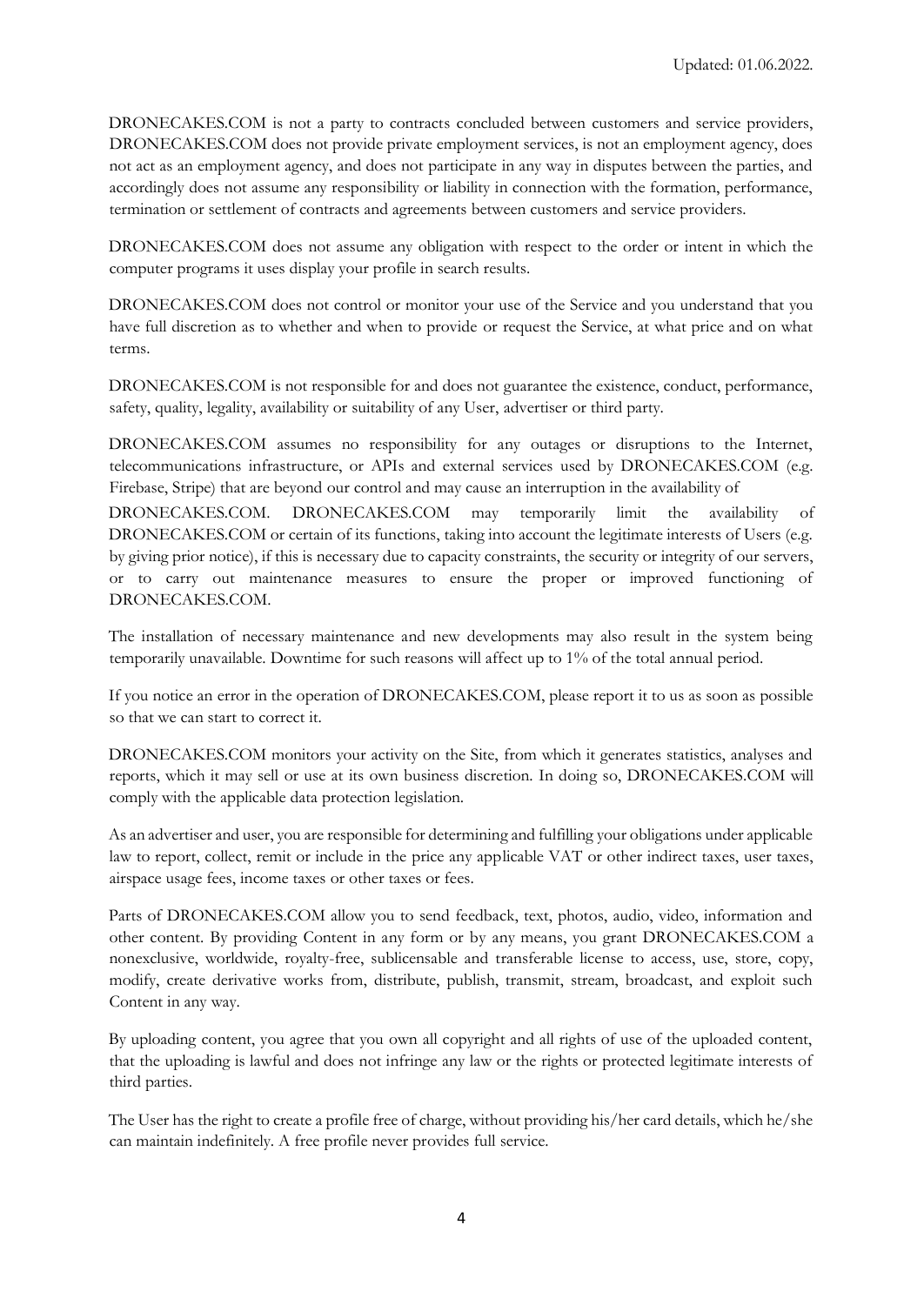DRONECAKES.COM is not a party to contracts concluded between customers and service providers, DRONECAKES.COM does not provide private employment services, is not an employment agency, does not act as an employment agency, and does not participate in any way in disputes between the parties, and accordingly does not assume any responsibility or liability in connection with the formation, performance, termination or settlement of contracts and agreements between customers and service providers.

DRONECAKES.COM does not assume any obligation with respect to the order or intent in which the computer programs it uses display your profile in search results.

DRONECAKES.COM does not control or monitor your use of the Service and you understand that you have full discretion as to whether and when to provide or request the Service, at what price and on what terms.

DRONECAKES.COM is not responsible for and does not guarantee the existence, conduct, performance, safety, quality, legality, availability or suitability of any User, advertiser or third party.

DRONECAKES.COM assumes no responsibility for any outages or disruptions to the Internet, telecommunications infrastructure, or APIs and external services used by DRONECAKES.COM (e.g. Firebase, Stripe) that are beyond our control and may cause an interruption in the availability of DRONECAKES.COM. DRONECAKES.COM may temporarily limit the availability of DRONECAKES.COM or certain of its functions, taking into account the legitimate interests of Users (e.g. by giving prior notice), if this is necessary due to capacity constraints, the security or integrity of our servers, or to carry out maintenance measures to ensure the proper or improved functioning of DRONECAKES.COM.

The installation of necessary maintenance and new developments may also result in the system being temporarily unavailable. Downtime for such reasons will affect up to 1% of the total annual period.

If you notice an error in the operation of DRONECAKES.COM, please report it to us as soon as possible so that we can start to correct it.

DRONECAKES.COM monitors your activity on the Site, from which it generates statistics, analyses and reports, which it may sell or use at its own business discretion. In doing so, DRONECAKES.COM will comply with the applicable data protection legislation.

As an advertiser and user, you are responsible for determining and fulfilling your obligations under applicable law to report, collect, remit or include in the price any applicable VAT or other indirect taxes, user taxes, airspace usage fees, income taxes or other taxes or fees.

Parts of DRONECAKES.COM allow you to send feedback, text, photos, audio, video, information and other content. By providing Content in any form or by any means, you grant DRONECAKES.COM a nonexclusive, worldwide, royalty-free, sublicensable and transferable license to access, use, store, copy, modify, create derivative works from, distribute, publish, transmit, stream, broadcast, and exploit such Content in any way.

By uploading content, you agree that you own all copyright and all rights of use of the uploaded content, that the uploading is lawful and does not infringe any law or the rights or protected legitimate interests of third parties.

The User has the right to create a profile free of charge, without providing his/her card details, which he/she can maintain indefinitely. A free profile never provides full service.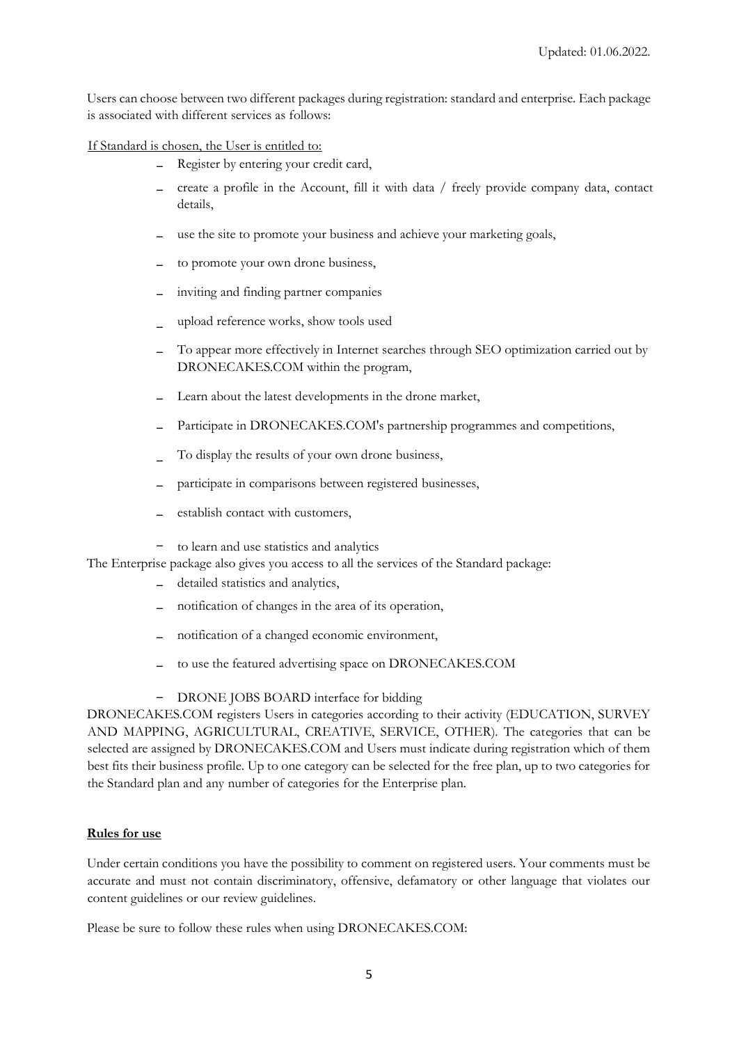Updated: 01.06.2022.

Users can choose between two different packages during registration: standard and enterprise. Each package is associated with different services as follows:

If Standard is chosen, the User is entitled to:

- Register by entering your credit card,
- create a profile in the Account, fill it with data / freely provide company data, contact details,
- use the site to promote your business and achieve your marketing goals,
- to promote your own drone business,
- inviting and finding partner companies
- upload reference works, show tools used
- To appear more effectively in Internet searches through SEO optimization carried out by DRONECAKES.COM within the program,
- Learn about the latest developments in the drone market,
- Participate in DRONECAKES.COM's partnership programmes and competitions,
- To display the results of your own drone business,
- participate in comparisons between registered businesses,
- establish contact with customers,
- to learn and use statistics and analytics

The Enterprise package also gives you access to all the services of the Standard package:

- detailed statistics and analytics,
- notification of changes in the area of its operation,
- notification of a changed economic environment,
- to use the featured advertising space on DRONECAKES.COM
- DRONE JOBS BOARD interface for bidding

DRONECAKES.COM registers Users in categories according to their activity (EDUCATION, SURVEY AND MAPPING, AGRICULTURAL, CREATIVE, SERVICE, OTHER). The categories that can be selected are assigned by DRONECAKES.COM and Users must indicate during registration which of them best fits their business profile. Up to one category can be selected for the free plan, up to two categories for the Standard plan and any number of categories for the Enterprise plan.

**Rules for use**

Under certain conditions you have the possibility to comment on registered users. Your comments must be accurate and must not contain discriminatory, offensive, defamatory or other language that violates our content guidelines or our review guidelines.

Please be sure to follow these rules when using DRONECAKES.COM: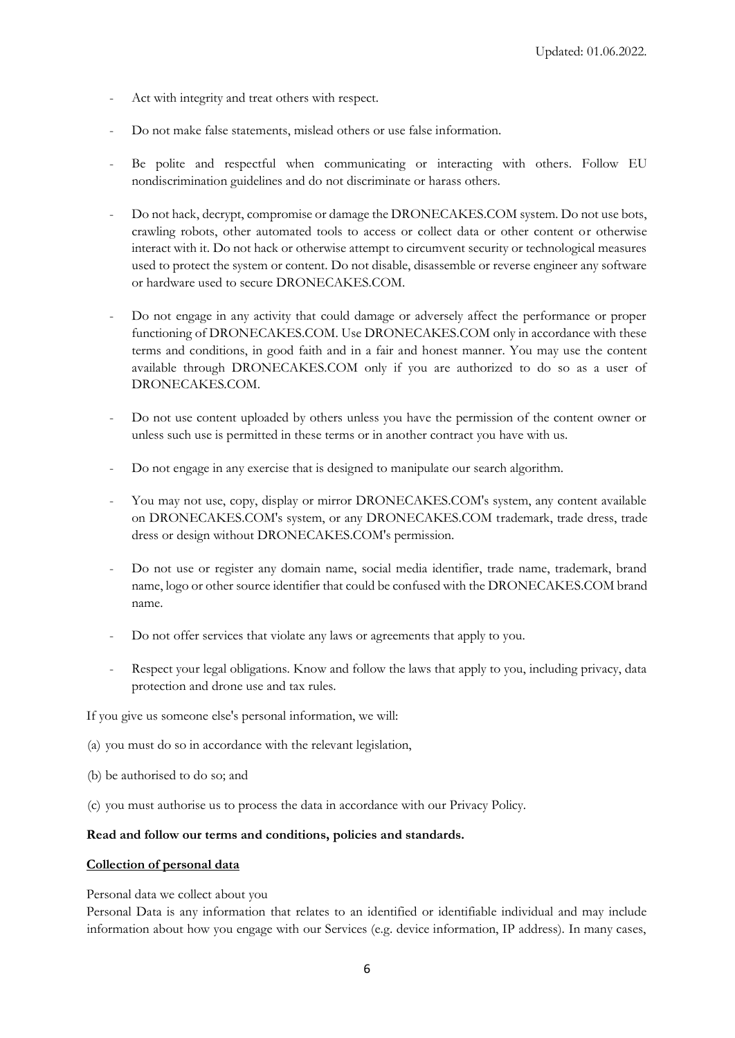- Act with integrity and treat others with respect.
- Do not make false statements, mislead others or use false information.
- Be polite and respectful when communicating or interacting with others. Follow EU nondiscrimination guidelines and do not discriminate or harass others.
- Do not hack, decrypt, compromise or damage the DRONECAKES.COM system. Do not use bots, crawling robots, other automated tools to access or collect data or other content or otherwise interact with it. Do not hack or otherwise attempt to circumvent security or technological measures used to protect the system or content. Do not disable, disassemble or reverse engineer any software or hardware used to secure DRONECAKES.COM.
- Do not engage in any activity that could damage or adversely affect the performance or proper functioning of DRONECAKES.COM. Use DRONECAKES.COM only in accordance with these terms and conditions, in good faith and in a fair and honest manner. You may use the content available through DRONECAKES.COM only if you are authorized to do so as a user of DRONECAKES.COM.
- Do not use content uploaded by others unless you have the permission of the content owner or unless such use is permitted in these terms or in another contract you have with us.
- Do not engage in any exercise that is designed to manipulate our search algorithm.
- You may not use, copy, display or mirror DRONECAKES.COM's system, any content available on DRONECAKES.COM's system, or any DRONECAKES.COM trademark, trade dress, trade dress or design without DRONECAKES.COM's permission.
- Do not use or register any domain name, social media identifier, trade name, trademark, brand name, logo or other source identifier that could be confused with the DRONECAKES.COM brand name.
- Do not offer services that violate any laws or agreements that apply to you.
- Respect your legal obligations. Know and follow the laws that apply to you, including privacy, data protection and drone use and tax rules.

If you give us someone else's personal information, we will:

(a) you must do so in accordance with the relevant legislation,

(b) be authorised to do so; and

(c) you must authorise us to process the data in accordance with our Privacy Policy.

**Read and follow our terms and conditions, policies and standards.**

**<u>Collection of personal data</u>**

Personal data we collect about you

Personal Data is any information that relates to an identified or identifiable individual and may include information about how you engage with our Services (e.g. device information, IP address). In many cases,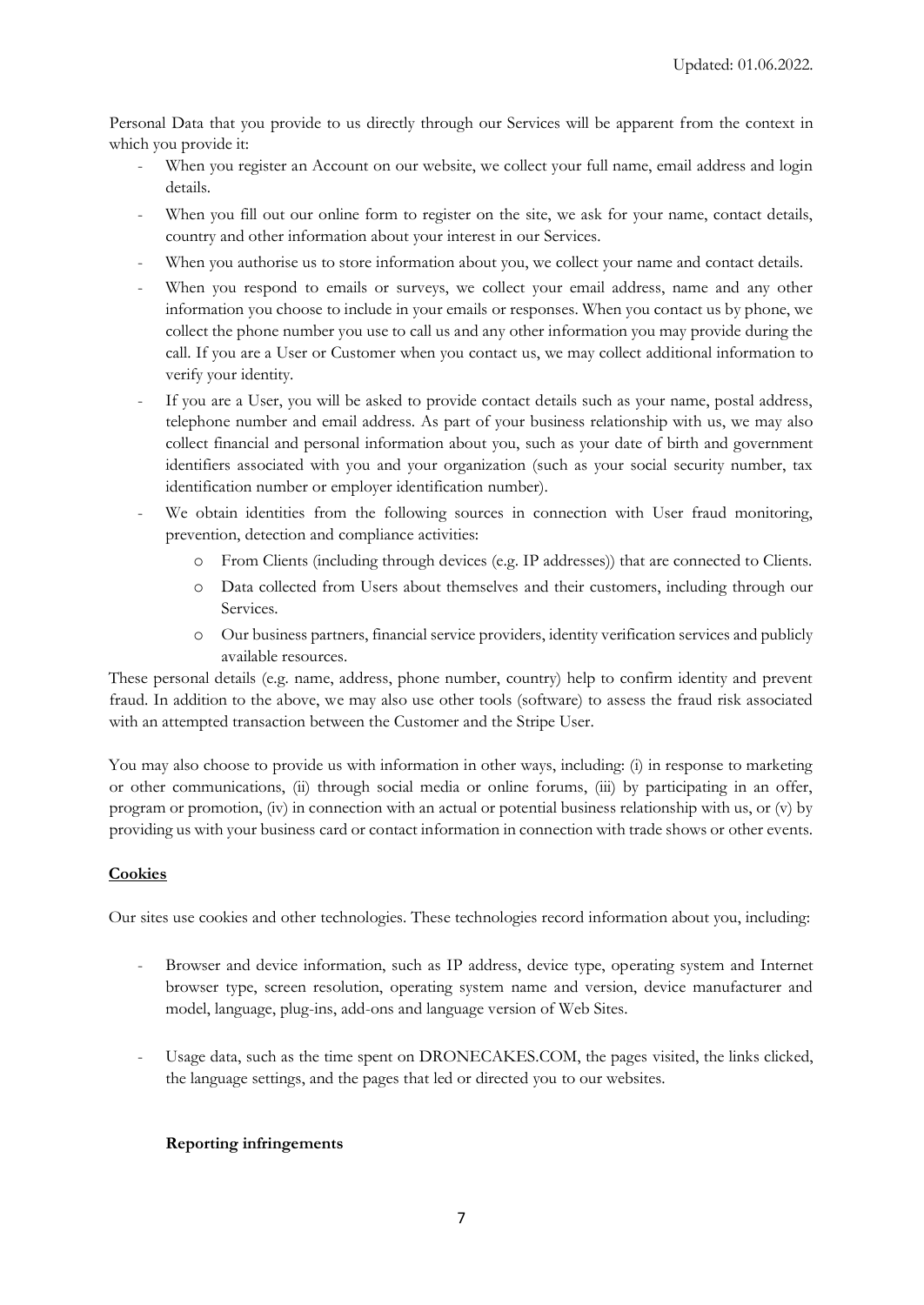Updated: 01.06.2022.

Personal Data that you provide to us directly through our Services will be apparent from the context in which you provide it:

- When you register an Account on our website, we collect your full name, email address and login details.
- When you fill out our online form to register on the site, we ask for your name, contact details, country and other information about your interest in our Services.
- When you authorise us to store information about you, we collect your name and contact details.
- When you respond to emails or surveys, we collect your email address, name and any other information you choose to include in your emails or responses. When you contact us by phone, we collect the phone number you use to call us and any other information you may provide during the call. If you are a User or Customer when you contact us, we may collect additional information to verify your identity.
- If you are a User, you will be asked to provide contact details such as your name, postal address, telephone number and email address. As part of your business relationship with us, we may also collect financial and personal information about you, such as your date of birth and government identifiers associated with you and your organization (such as your social security number, tax identification number or employer identification number).
- We obtain identities from the following sources in connection with User fraud monitoring, prevention, detection and compliance activities:
    - From Clients (including through devices (e.g. IP addresses)) that are connected to Clients.
    - Data collected from Users about themselves and their customers, including through our Services.
    - Our business partners, financial service providers, identity verification services and publicly available resources.

These personal details (e.g. name, address, phone number, country) help to confirm identity and prevent fraud. In addition to the above, we may also use other tools (software) to assess the fraud risk associated with an attempted transaction between the Customer and the Stripe User.

You may also choose to provide us with information in other ways, including: (i) in response to marketing or other communications, (ii) through social media or online forums, (iii) by participating in an offer, program or promotion, (iv) in connection with an actual or potential business relationship with us, or (v) by providing us with your business card or contact information in connection with trade shows or other events.

**Cookies**

Our sites use cookies and other technologies. These technologies record information about you, including:

- Browser and device information, such as IP address, device type, operating system and Internet browser type, screen resolution, operating system name and version, device manufacturer and model, language, plug-ins, add-ons and language version of Web Sites.

- Usage data, such as the time spent on DRONECAKES.COM, the pages visited, the links clicked, the language settings, and the pages that led or directed you to our websites.

**Reporting infringements**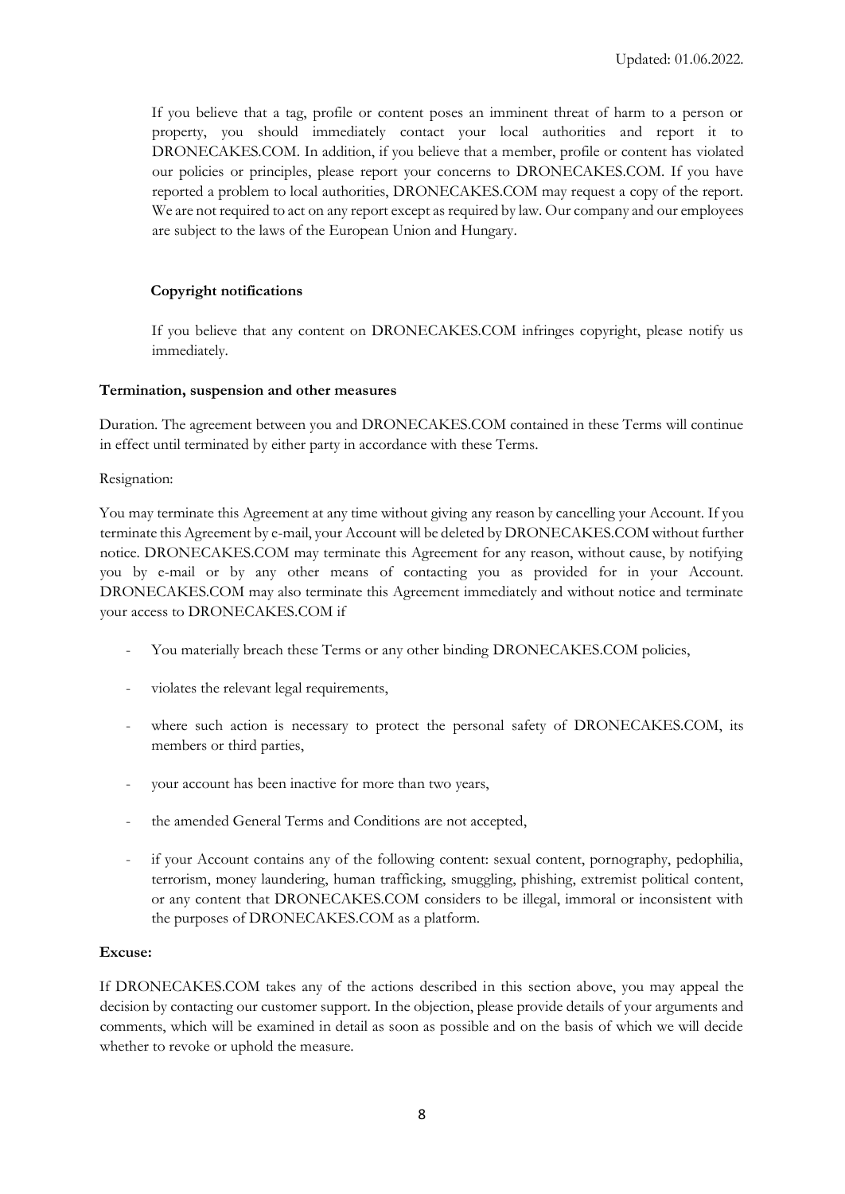If you believe that a tag, profile or content poses an imminent threat of harm to a person or property, you should immediately contact your local authorities and report it to DRONECAKES.COM. In addition, if you believe that a member, profile or content has violated our policies or principles, please report your concerns to DRONECAKES.COM. If you have reported a problem to local authorities, DRONECAKES.COM may request a copy of the report. We are not required to act on any report except as required by law. Our company and our employees are subject to the laws of the European Union and Hungary.

**Copyright notifications**

If you believe that any content on DRONECAKES.COM infringes copyright, please notify us immediately.

**Termination, suspension and other measures**

Duration. The agreement between you and DRONECAKES.COM contained in these Terms will continue in effect until terminated by either party in accordance with these Terms.

Resignation:

You may terminate this Agreement at any time without giving any reason by cancelling your Account. If you terminate this Agreement by e-mail, your Account will be deleted by DRONECAKES.COM without further notice. DRONECAKES.COM may terminate this Agreement for any reason, without cause, by notifying you by e-mail or by any other means of contacting you as provided for in your Account. DRONECAKES.COM may also terminate this Agreement immediately and without notice and terminate your access to DRONECAKES.COM if

- You materially breach these Terms or any other binding DRONECAKES.COM policies,
- violates the relevant legal requirements,
- where such action is necessary to protect the personal safety of DRONECAKES.COM, its members or third parties,
- your account has been inactive for more than two years,
- the amended General Terms and Conditions are not accepted,
- if your Account contains any of the following content: sexual content, pornography, pedophilia, terrorism, money laundering, human trafficking, smuggling, phishing, extremist political content, or any content that DRONECAKES.COM considers to be illegal, immoral or inconsistent with the purposes of DRONECAKES.COM as a platform.

**Excuse:**

If DRONECAKES.COM takes any of the actions described in this section above, you may appeal the decision by contacting our customer support. In the objection, please provide details of your arguments and comments, which will be examined in detail as soon as possible and on the basis of which we will decide whether to revoke or uphold the measure.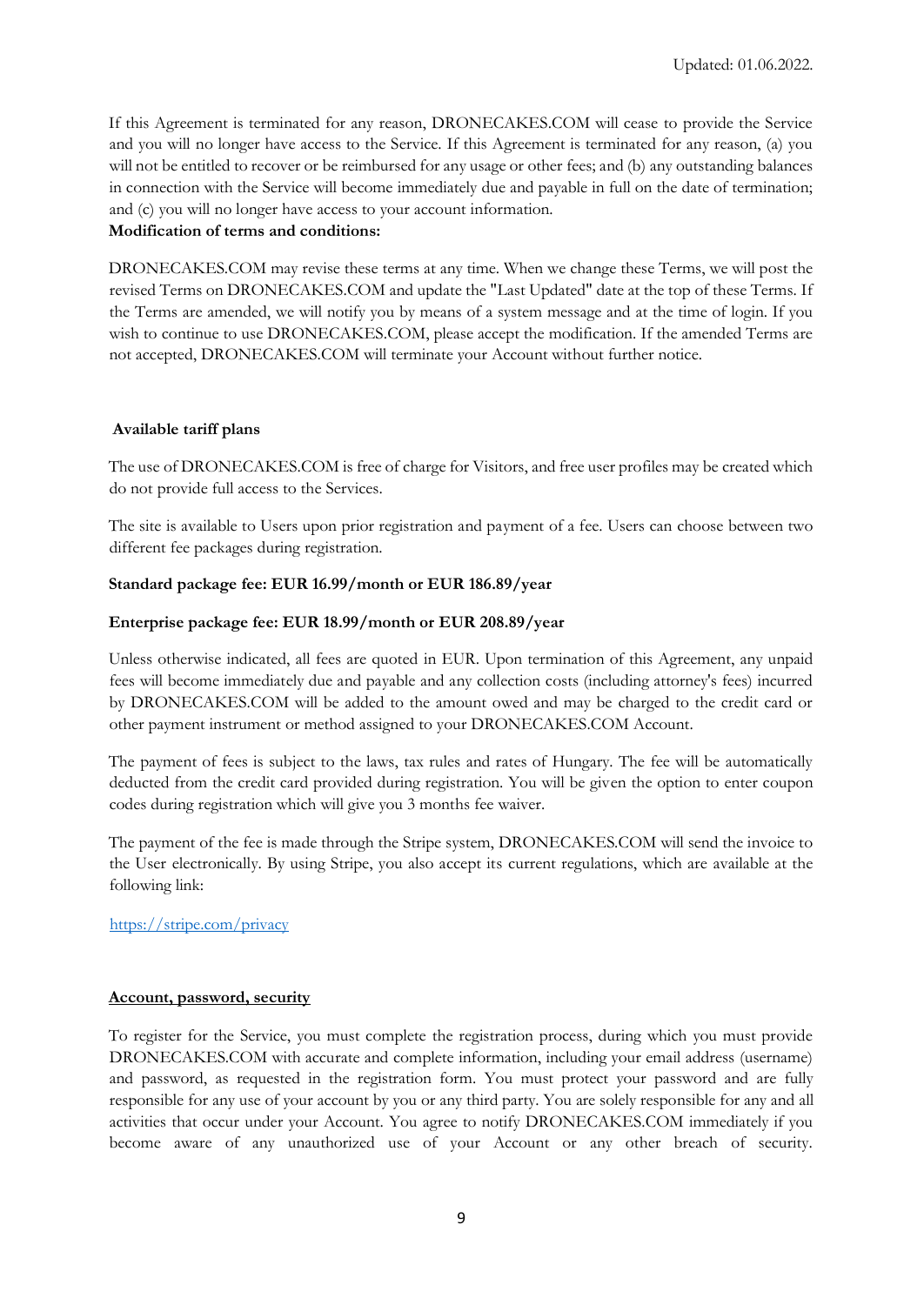Updated: 01.06.2022.

If this Agreement is terminated for any reason, DRONECAKES.COM will cease to provide the Service and you will no longer have access to the Service. If this Agreement is terminated for any reason, (a) you will not be entitled to recover or be reimbursed for any usage or other fees; and (b) any outstanding balances in connection with the Service will become immediately due and payable in full on the date of termination; and (c) you will no longer have access to your account information.

**Modification of terms and conditions:**

DRONECAKES.COM may revise these terms at any time. When we change these Terms, we will post the revised Terms on DRONECAKES.COM and update the "Last Updated" date at the top of these Terms. If the Terms are amended, we will notify you by means of a system message and at the time of login. If you wish to continue to use DRONECAKES.COM, please accept the modification. If the amended Terms are not accepted, DRONECAKES.COM will terminate your Account without further notice.

**Available tariff plans**

The use of DRONECAKES.COM is free of charge for Visitors, and free user profiles may be created which do not provide full access to the Services.

The site is available to Users upon prior registration and payment of a fee. Users can choose between two different fee packages during registration.

**Standard package fee: EUR 16.99/month or EUR 186.89/year**

**Enterprise package fee: EUR 18.99/month or EUR 208.89/year**

Unless otherwise indicated, all fees are quoted in EUR. Upon termination of this Agreement, any unpaid fees will become immediately due and payable and any collection costs (including attorney's fees) incurred by DRONECAKES.COM will be added to the amount owed and may be charged to the credit card or other payment instrument or method assigned to your DRONECAKES.COM Account.

The payment of fees is subject to the laws, tax rules and rates of Hungary. The fee will be automatically deducted from the credit card provided during registration. You will be given the option to enter coupon codes during registration which will give you 3 months fee waiver.

The payment of the fee is made through the Stripe system, DRONECAKES.COM will send the invoice to the User electronically. By using Stripe, you also accept its current regulations, which are available at the following link:

https://stripe.com/privacy

**Account, password, security**

To register for the Service, you must complete the registration process, during which you must provide DRONECAKES.COM with accurate and complete information, including your email address (username) and password, as requested in the registration form. You must protect your password and are fully responsible for any use of your account by you or any third party. You are solely responsible for any and all activities that occur under your Account. You agree to notify DRONECAKES.COM immediately if you become aware of any unauthorized use of your Account or any other breach of security.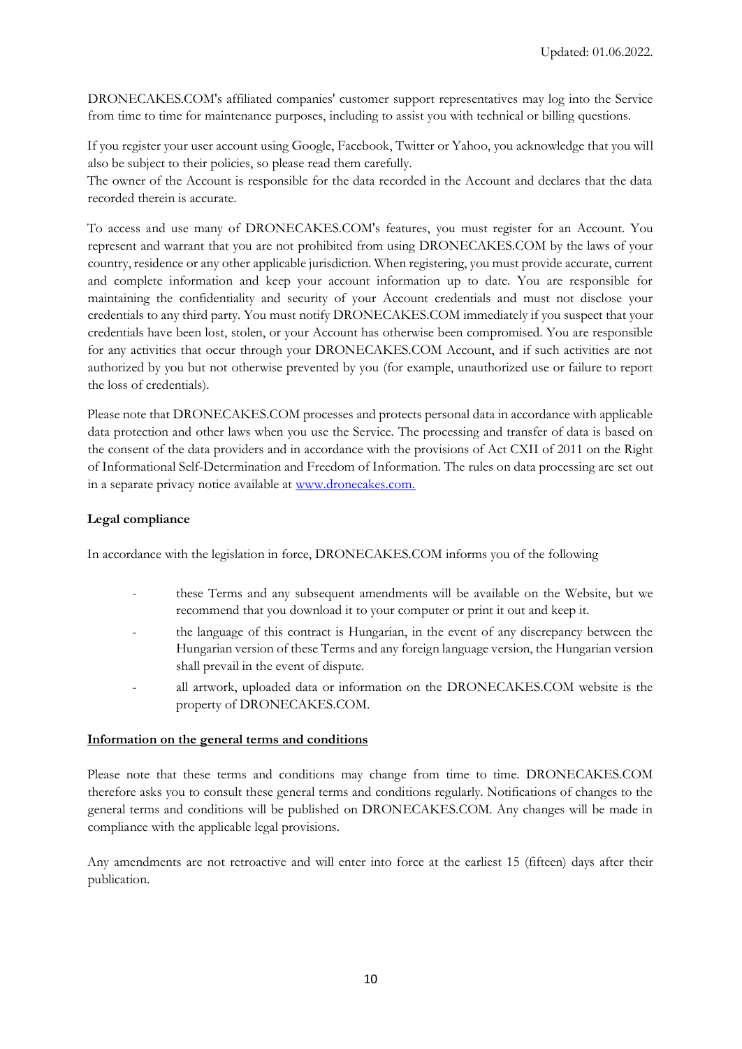DRONECAKES.COM's affiliated companies' customer support representatives may log into the Service from time to time for maintenance purposes, including to assist you with technical or billing questions.

If you register your user account using Google, Facebook, Twitter or Yahoo, you acknowledge that you will also be subject to their policies, so please read them carefully.

The owner of the Account is responsible for the data recorded in the Account and declares that the data recorded therein is accurate.

To access and use many of DRONECAKES.COM's features, you must register for an Account. You represent and warrant that you are not prohibited from using DRONECAKES.COM by the laws of your country, residence or any other applicable jurisdiction. When registering, you must provide accurate, current and complete information and keep your account information up to date. You are responsible for maintaining the confidentiality and security of your Account credentials and must not disclose your credentials to any third party. You must notify DRONECAKES.COM immediately if you suspect that your credentials have been lost, stolen, or your Account has otherwise been compromised. You are responsible for any activities that occur through your DRONECAKES.COM Account, and if such activities are not authorized by you but not otherwise prevented by you (for example, unauthorized use or failure to report the loss of credentials).

Please note that DRONECAKES.COM processes and protects personal data in accordance with applicable data protection and other laws when you use the Service. The processing and transfer of data is based on the consent of the data providers and in accordance with the provisions of Act CXII of 2011 on the Right of Informational Self-Determination and Freedom of Information. The rules on data processing are set out in a separate privacy notice available at [www.dronecakes.com.](www.dronecakes.com)

**Legal compliance**

In accordance with the legislation in force, DRONECAKES.COM informs you of the following

- these Terms and any subsequent amendments will be available on the Website, but we recommend that you download it to your computer or print it out and keep it.
- the language of this contract is Hungarian, in the event of any discrepancy between the Hungarian version of these Terms and any foreign language version, the Hungarian version shall prevail in the event of dispute.
- all artwork, uploaded data or information on the DRONECAKES.COM website is the property of DRONECAKES.COM.

**Information on the general terms and conditions**

Please note that these terms and conditions may change from time to time. DRONECAKES.COM therefore asks you to consult these general terms and conditions regularly. Notifications of changes to the general terms and conditions will be published on DRONECAKES.COM. Any changes will be made in compliance with the applicable legal provisions.

Any amendments are not retroactive and will enter into force at the earliest 15 (fifteen) days after their publication.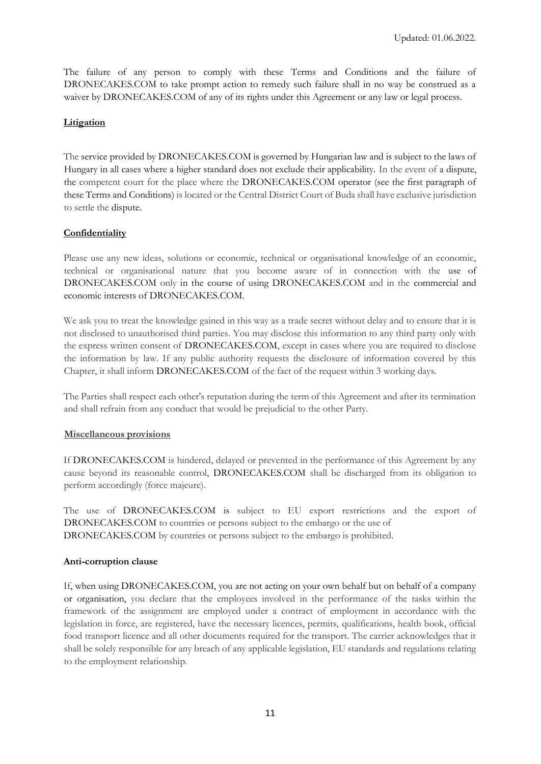Updated: 01.06.2022.

The failure of any person to comply with these Terms and Conditions and the failure of DRONECAKES.COM to take prompt action to remedy such failure shall in no way be construed as a waiver by DRONECAKES.COM of any of its rights under this Agreement or any law or legal process.

**Litigation**

The service provided by DRONECAKES.COM is governed by Hungarian law and is subject to the laws of Hungary in all cases where a higher standard does not exclude their applicability. In the event of a dispute, the competent court for the place where the DRONECAKES.COM operator (see the first paragraph of these Terms and Conditions) is located or the Central District Court of Buda shall have exclusive jurisdiction to settle the dispute.

**Confidentiality**

Please use any new ideas, solutions or economic, technical or organisational knowledge of an economic, technical or organisational nature that you become aware of in connection with the use of DRONECAKES.COM only in the course of using DRONECAKES.COM and in the commercial and economic interests of DRONECAKES.COM.

We ask you to treat the knowledge gained in this way as a trade secret without delay and to ensure that it is not disclosed to unauthorised third parties. You may disclose this information to any third party only with the express written consent of DRONECAKES.COM, except in cases where you are required to disclose the information by law. If any public authority requests the disclosure of information covered by this Chapter, it shall inform DRONECAKES.COM of the fact of the request within 3 working days.

The Parties shall respect each other's reputation during the term of this Agreement and after its termination and shall refrain from any conduct that would be prejudicial to the other Party.

**Miscellaneous provisions**

If DRONECAKES.COM is hindered, delayed or prevented in the performance of this Agreement by any cause beyond its reasonable control, DRONECAKES.COM shall be discharged from its obligation to perform accordingly (force majeure).

The use of DRONECAKES.COM is subject to EU export restrictions and the export of DRONECAKES.COM to countries or persons subject to the embargo or the use of DRONECAKES.COM by countries or persons subject to the embargo is prohibited.

**Anti-corruption clause**

If, when using DRONECAKES.COM, you are not acting on your own behalf but on behalf of a company or organisation, you declare that the employees involved in the performance of the tasks within the framework of the assignment are employed under a contract of employment in accordance with the legislation in force, are registered, have the necessary licences, permits, qualifications, health book, official food transport licence and all other documents required for the transport. The carrier acknowledges that it shall be solely responsible for any breach of any applicable legislation, EU standards and regulations relating to the employment relationship.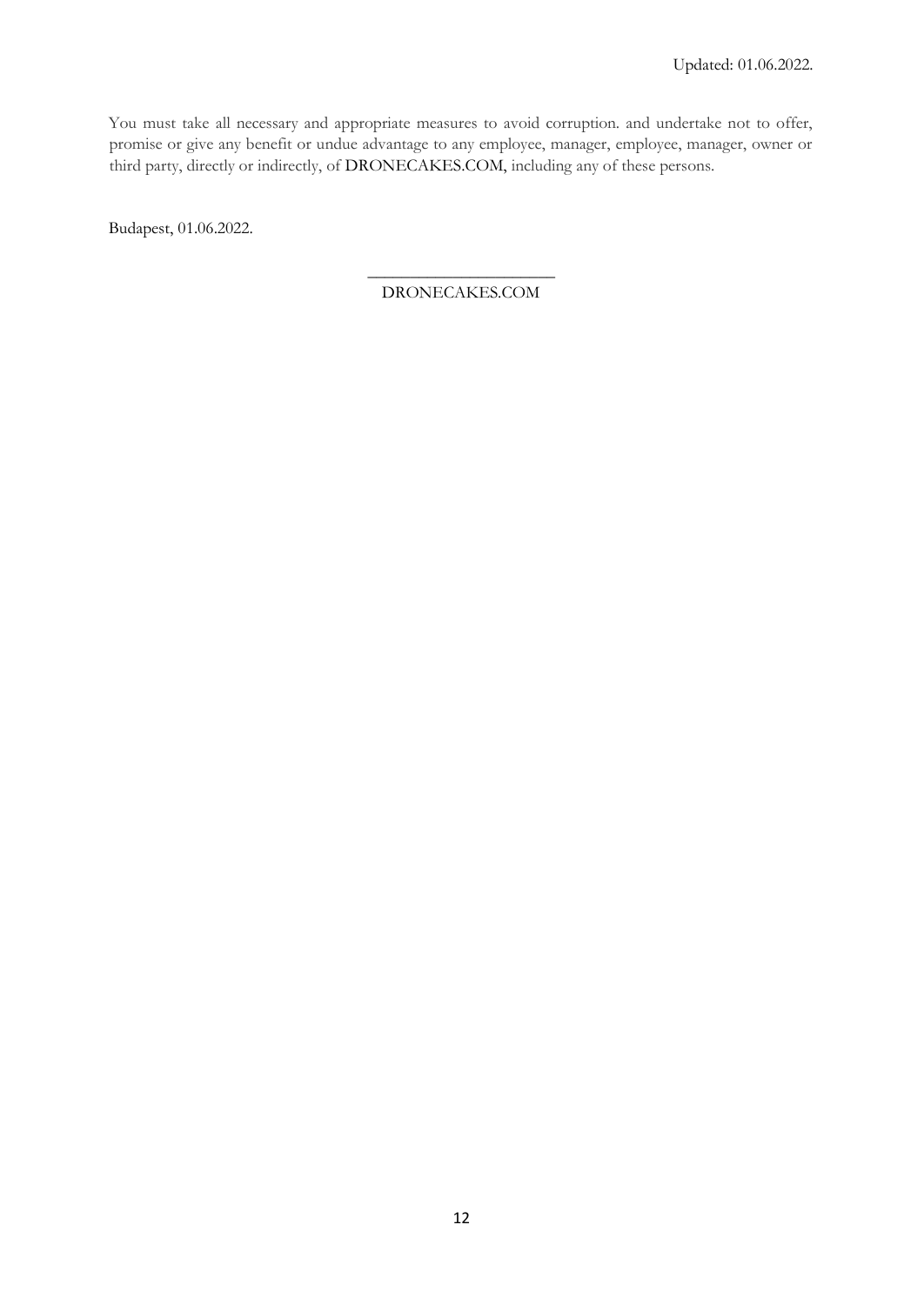You must take all necessary and appropriate measures to avoid corruption. and undertake not to offer, promise or give any benefit or undue advantage to any employee, manager, employee, manager, owner or third party, directly or indirectly, of DRONECAKES.COM, including any of these persons.

Budapest, 01.06.2022.

_____________________

DRONECAKES.COM